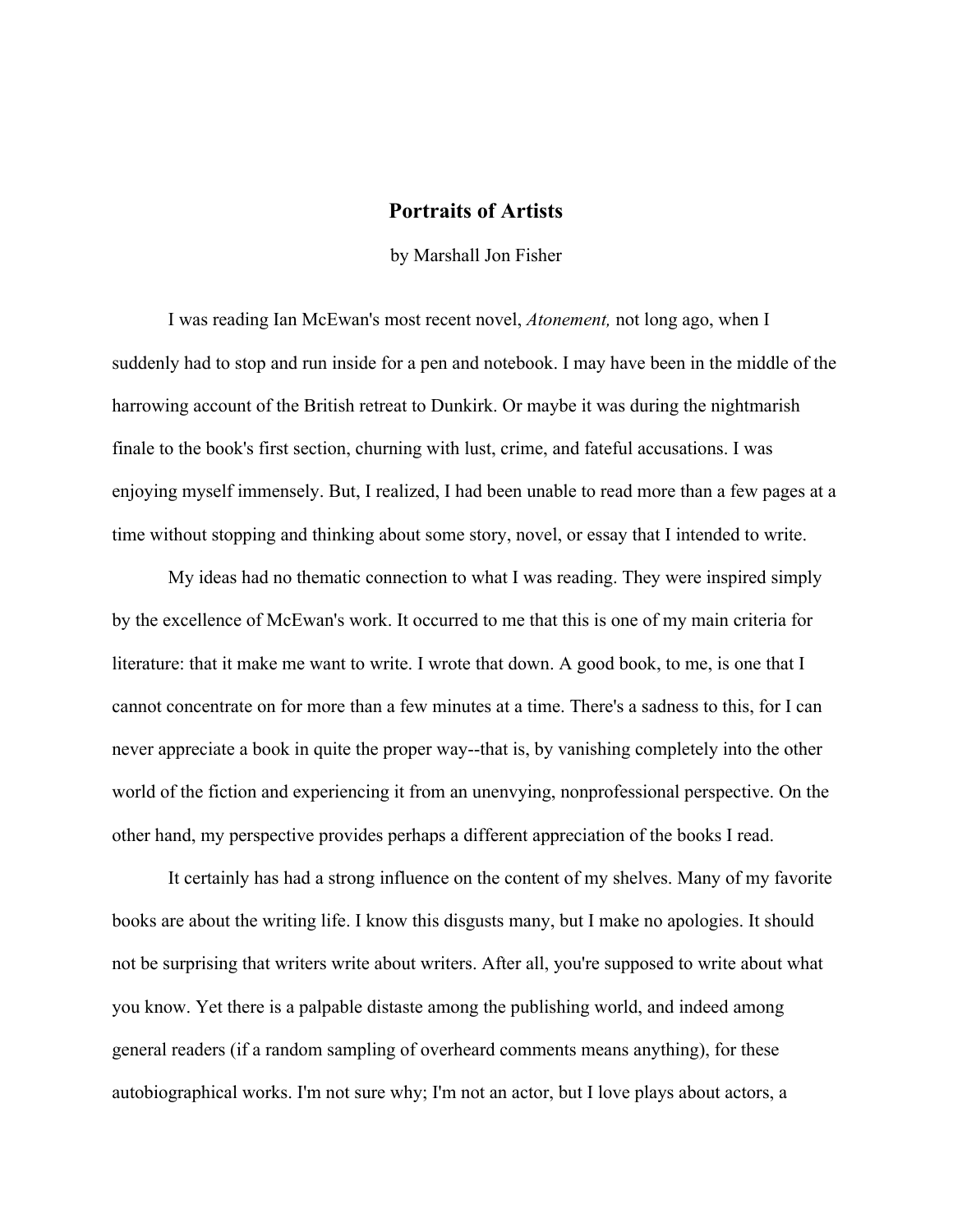# Portraits of Artists

by Marshall Jon Fisher

I was reading Ian McEwan's most recent novel, *Atonement,* not long ago, when I suddenly had to stop and run inside for a pen and notebook. I may have been in the middle of the harrowing account of the British retreat to Dunkirk. Or maybe it was during the nightmarish finale to the book's first section, churning with lust, crime, and fateful accusations. I was enjoying myself immensely. But, I realized, I had been unable to read more than a few pages at a time without stopping and thinking about some story, novel, or essay that I intended to write.

My ideas had no thematic connection to what I was reading. They were inspired simply by the excellence of McEwan's work. It occurred to me that this is one of my main criteria for literature: that it make me want to write. I wrote that down. A good book, to me, is one that I cannot concentrate on for more than a few minutes at a time. There's a sadness to this, for I can never appreciate a book in quite the proper way--that is, by vanishing completely into the other world of the fiction and experiencing it from an unenvying, nonprofessional perspective. On the other hand, my perspective provides perhaps a different appreciation of the books I read.

It certainly has had a strong influence on the content of my shelves. Many of my favorite books are about the writing life. I know this disgusts many, but I make no apologies. It should not be surprising that writers write about writers. After all, you're supposed to write about what you know. Yet there is a palpable distaste among the publishing world, and indeed among general readers (if a random sampling of overheard comments means anything), for these autobiographical works. I'm not sure why; I'm not an actor, but I love plays about actors, a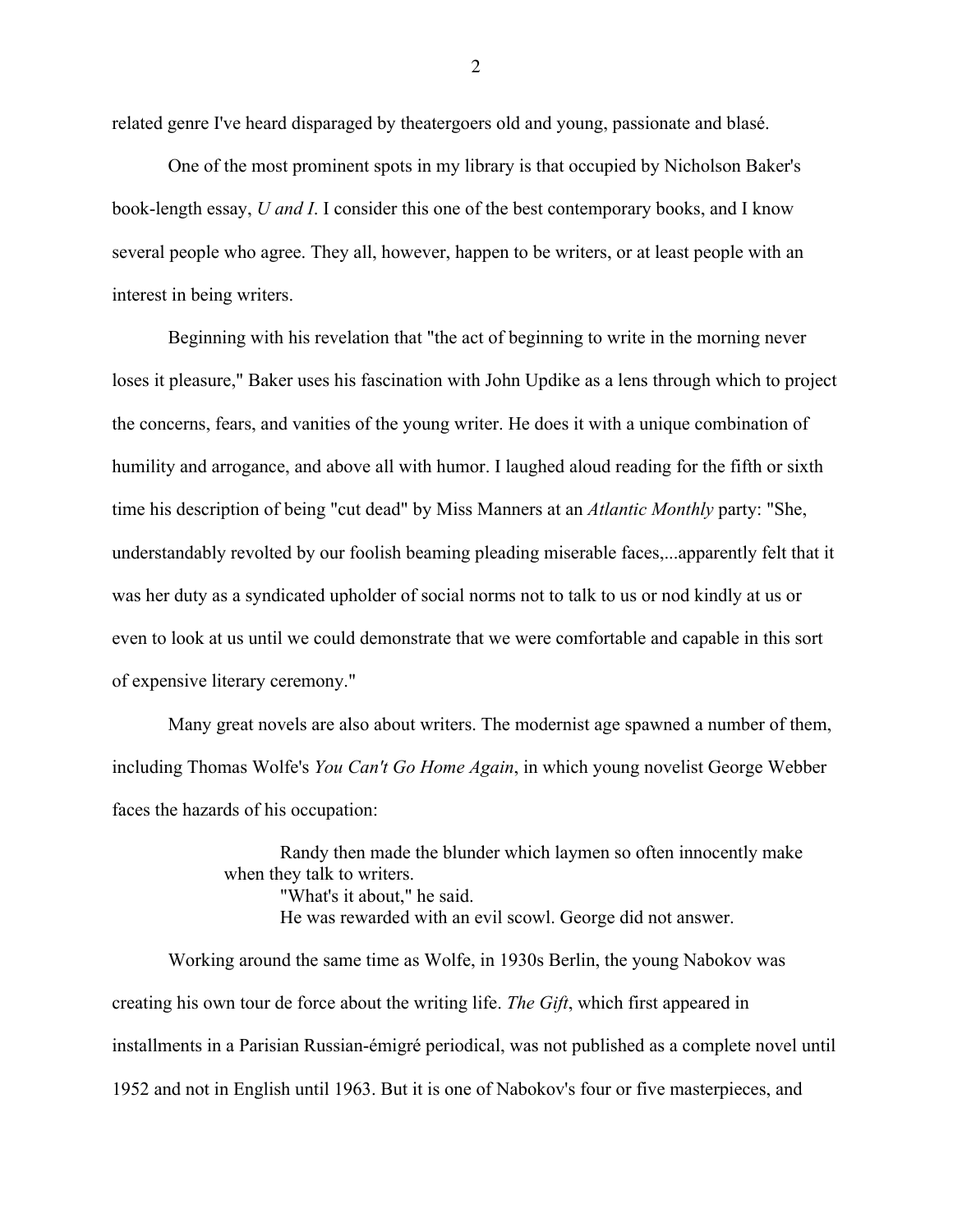related genre I've heard disparaged by theatergoers old and young, passionate and blasé.

One of the most prominent spots in my library is that occupied by Nicholson Baker's book-length essay, *U and I*. I consider this one of the best contemporary books, and I know several people who agree. They all, however, happen to be writers, or at least people with an interest in being writers.

Beginning with his revelation that "the act of beginning to write in the morning never loses it pleasure," Baker uses his fascination with John Updike as a lens through which to project the concerns, fears, and vanities of the young writer. He does it with a unique combination of humility and arrogance, and above all with humor. I laughed aloud reading for the fifth or sixth time his description of being "cut dead" by Miss Manners at an *Atlantic Monthly* party: "She, understandably revolted by our foolish beaming pleading miserable faces,...apparently felt that it was her duty as a syndicated upholder of social norms not to talk to us or nod kindly at us or even to look at us until we could demonstrate that we were comfortable and capable in this sort of expensive literary ceremony."

Many great novels are also about writers. The modernist age spawned a number of them, including Thomas Wolfe's *You Can't Go Home Again*, in which young novelist George Webber faces the hazards of his occupation:

> Randy then made the blunder which laymen so often innocently make when they talk to writers.
> "What's it about," he said.
> He was rewarded with an evil scowl. George did not answer.

Working around the same time as Wolfe, in 1930s Berlin, the young Nabokov was creating his own tour de force about the writing life. *The Gift*, which first appeared in installments in a Parisian Russian-émigré periodical, was not published as a complete novel until 1952 and not in English until 1963. But it is one of Nabokov's four or five masterpieces, and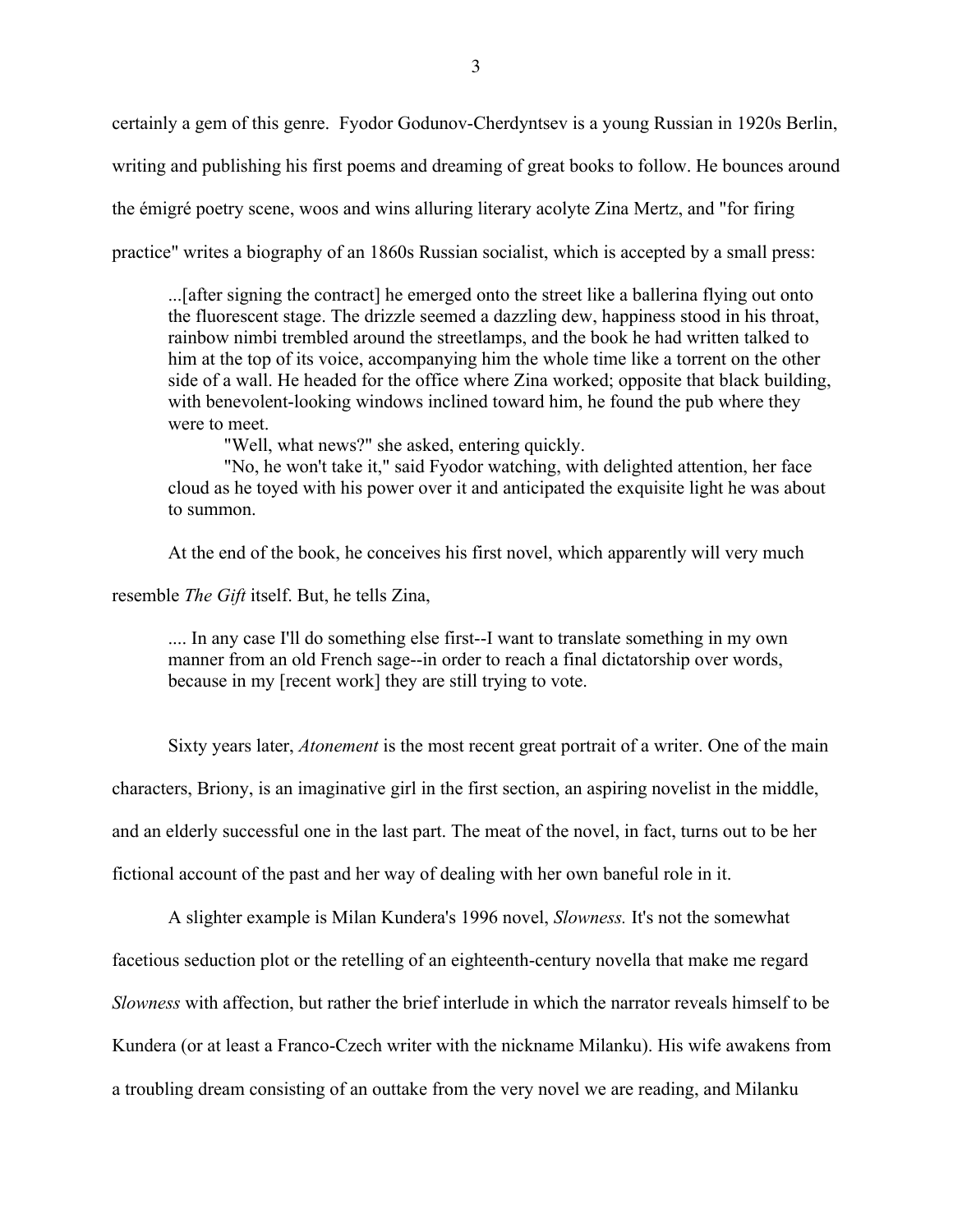certainly a gem of this genre. Fyodor Godunov-Cherdyntsev is a young Russian in 1920s Berlin, writing and publishing his first poems and dreaming of great books to follow. He bounces around the émigré poetry scene, woos and wins alluring literary acolyte Zina Mertz, and "for firing practice" writes a biography of an 1860s Russian socialist, which is accepted by a small press:

> ...[after signing the contract] he emerged onto the street like a ballerina flying out onto the fluorescent stage. The drizzle seemed a dazzling dew, happiness stood in his throat, rainbow nimbi trembled around the streetlamps, and the book he had written talked to him at the top of its voice, accompanying him the whole time like a torrent on the other side of a wall. He headed for the office where Zina worked; opposite that black building, with benevolent-looking windows inclined toward him, he found the pub where they were to meet.
>
> "Well, what news?" she asked, entering quickly.
>
> "No, he won't take it," said Fyodor watching, with delighted attention, her face cloud as he toyed with his power over it and anticipated the exquisite light he was about to summon.

At the end of the book, he conceives his first novel, which apparently will very much resemble *The Gift* itself. But, he tells Zina,

> .... In any case I'll do something else first--I want to translate something in my own manner from an old French sage--in order to reach a final dictatorship over words, because in my [recent work] they are still trying to vote.

Sixty years later, *Atonement* is the most recent great portrait of a writer. One of the main characters, Briony, is an imaginative girl in the first section, an aspiring novelist in the middle, and an elderly successful one in the last part. The meat of the novel, in fact, turns out to be her fictional account of the past and her way of dealing with her own baneful role in it.

A slighter example is Milan Kundera's 1996 novel, *Slowness.* It's not the somewhat facetious seduction plot or the retelling of an eighteenth-century novella that make me regard *Slowness* with affection, but rather the brief interlude in which the narrator reveals himself to be Kundera (or at least a Franco-Czech writer with the nickname Milanku). His wife awakens from a troubling dream consisting of an outtake from the very novel we are reading, and Milanku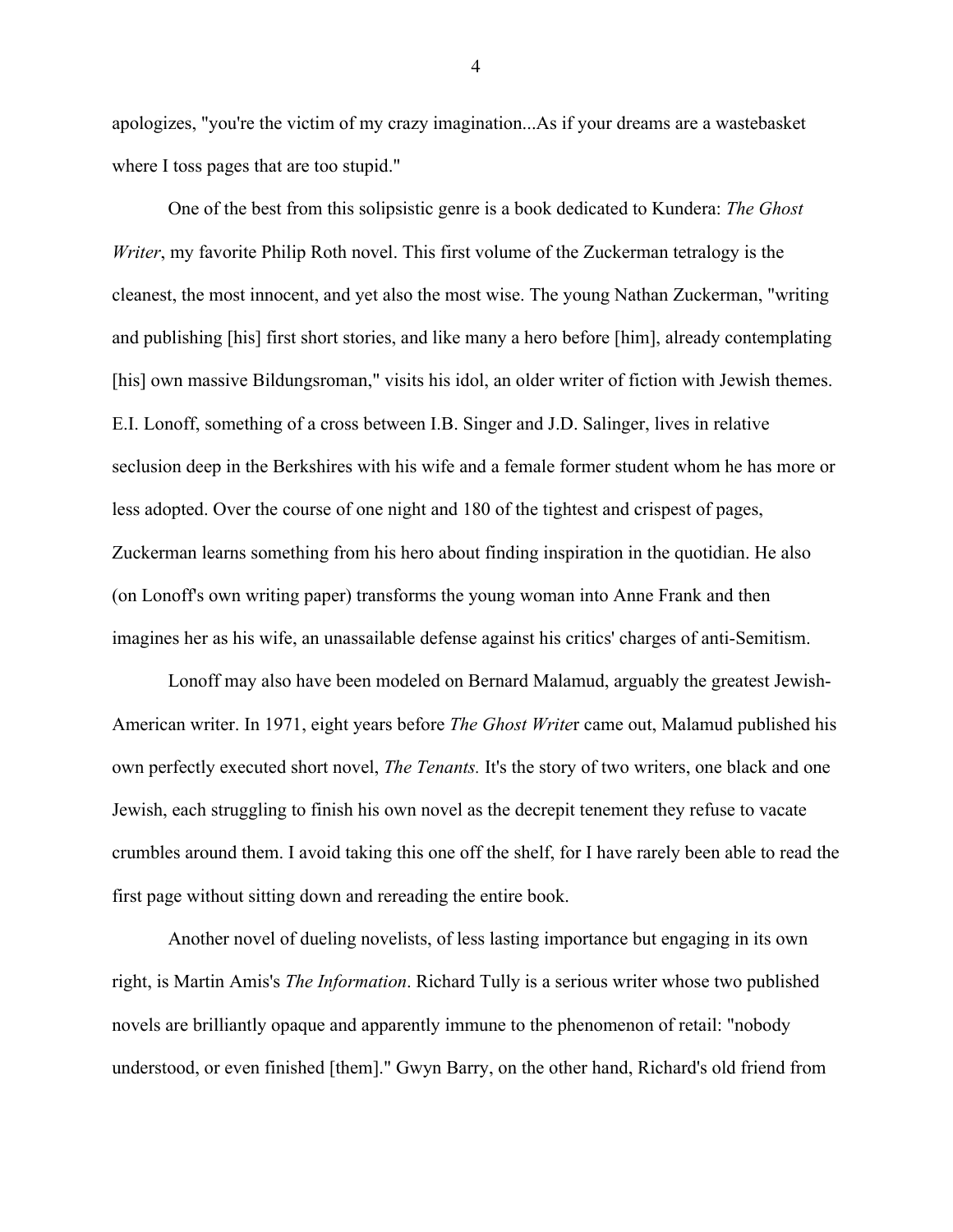apologizes, "you're the victim of my crazy imagination...As if your dreams are a wastebasket where I toss pages that are too stupid."

One of the best from this solipsistic genre is a book dedicated to Kundera: *The Ghost Writer*, my favorite Philip Roth novel. This first volume of the Zuckerman tetralogy is the cleanest, the most innocent, and yet also the most wise. The young Nathan Zuckerman, "writing and publishing [his] first short stories, and like many a hero before [him], already contemplating [his] own massive Bildungsroman," visits his idol, an older writer of fiction with Jewish themes. E.I. Lonoff, something of a cross between I.B. Singer and J.D. Salinger, lives in relative seclusion deep in the Berkshires with his wife and a female former student whom he has more or less adopted. Over the course of one night and 180 of the tightest and crispest of pages, Zuckerman learns something from his hero about finding inspiration in the quotidian. He also (on Lonoff's own writing paper) transforms the young woman into Anne Frank and then imagines her as his wife, an unassailable defense against his critics' charges of anti-Semitism.

Lonoff may also have been modeled on Bernard Malamud, arguably the greatest Jewish-American writer. In 1971, eight years before *The Ghost Writer* came out, Malamud published his own perfectly executed short novel, *The Tenants.* It's the story of two writers, one black and one Jewish, each struggling to finish his own novel as the decrepit tenement they refuse to vacate crumbles around them. I avoid taking this one off the shelf, for I have rarely been able to read the first page without sitting down and rereading the entire book.

Another novel of dueling novelists, of less lasting importance but engaging in its own right, is Martin Amis's *The Information*. Richard Tully is a serious writer whose two published novels are brilliantly opaque and apparently immune to the phenomenon of retail: "nobody understood, or even finished [them]." Gwyn Barry, on the other hand, Richard's old friend from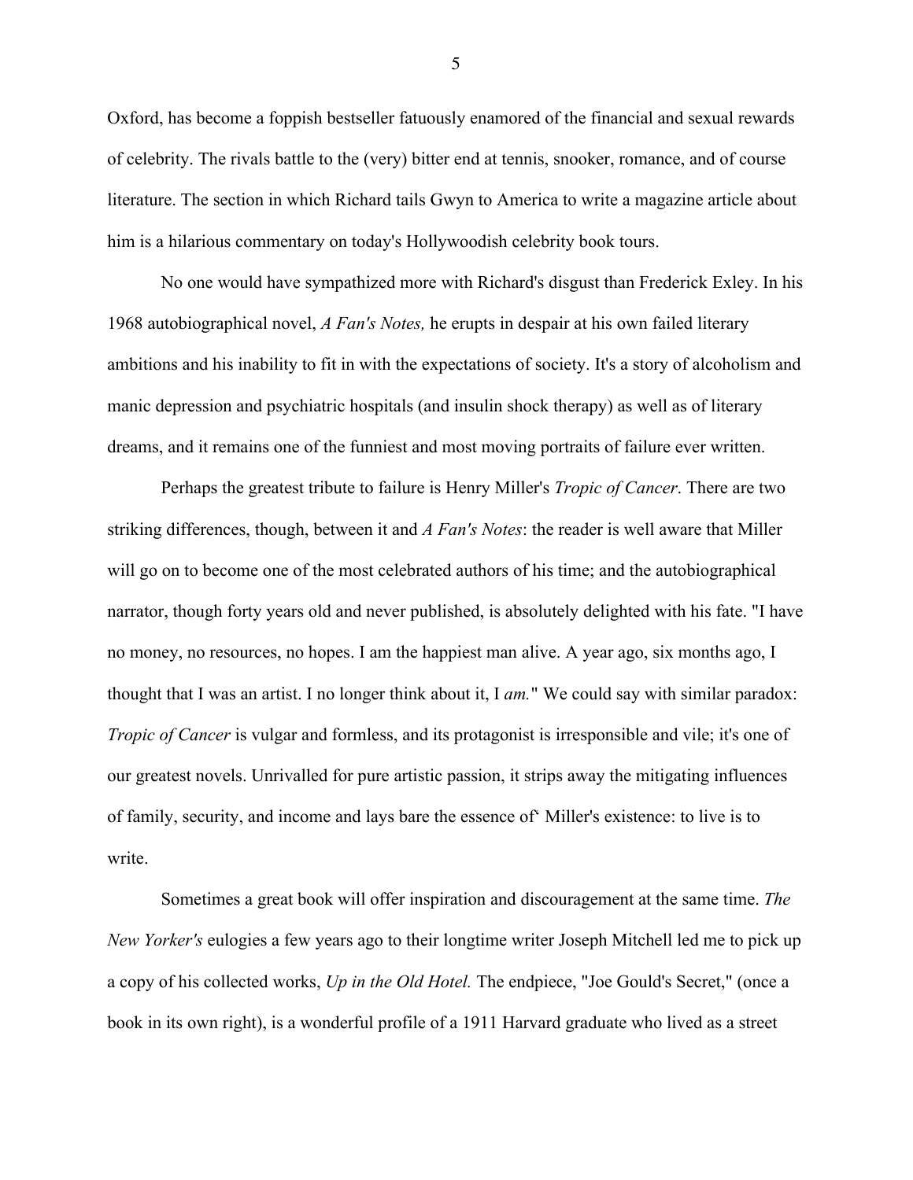Oxford, has become a foppish bestseller fatuously enamored of the financial and sexual rewards of celebrity. The rivals battle to the (very) bitter end at tennis, snooker, romance, and of course literature. The section in which Richard tails Gwyn to America to write a magazine article about him is a hilarious commentary on today's Hollywoodish celebrity book tours.

No one would have sympathized more with Richard's disgust than Frederick Exley. In his 1968 autobiographical novel, *A Fan's Notes,* he erupts in despair at his own failed literary ambitions and his inability to fit in with the expectations of society. It's a story of alcoholism and manic depression and psychiatric hospitals (and insulin shock therapy) as well as of literary dreams, and it remains one of the funniest and most moving portraits of failure ever written.

Perhaps the greatest tribute to failure is Henry Miller's *Tropic of Cancer*. There are two striking differences, though, between it and *A Fan's Notes*: the reader is well aware that Miller will go on to become one of the most celebrated authors of his time; and the autobiographical narrator, though forty years old and never published, is absolutely delighted with his fate. "I have no money, no resources, no hopes. I am the happiest man alive. A year ago, six months ago, I thought that I was an artist. I no longer think about it, I *am.*" We could say with similar paradox: *Tropic of Cancer* is vulgar and formless, and its protagonist is irresponsible and vile; it's one of our greatest novels. Unrivalled for pure artistic passion, it strips away the mitigating influences of family, security, and income and lays bare the essence of‘ Miller's existence: to live is to write.

Sometimes a great book will offer inspiration and discouragement at the same time. *The New Yorker's* eulogies a few years ago to their longtime writer Joseph Mitchell led me to pick up a copy of his collected works, *Up in the Old Hotel.* The endpiece, "Joe Gould's Secret," (once a book in its own right), is a wonderful profile of a 1911 Harvard graduate who lived as a street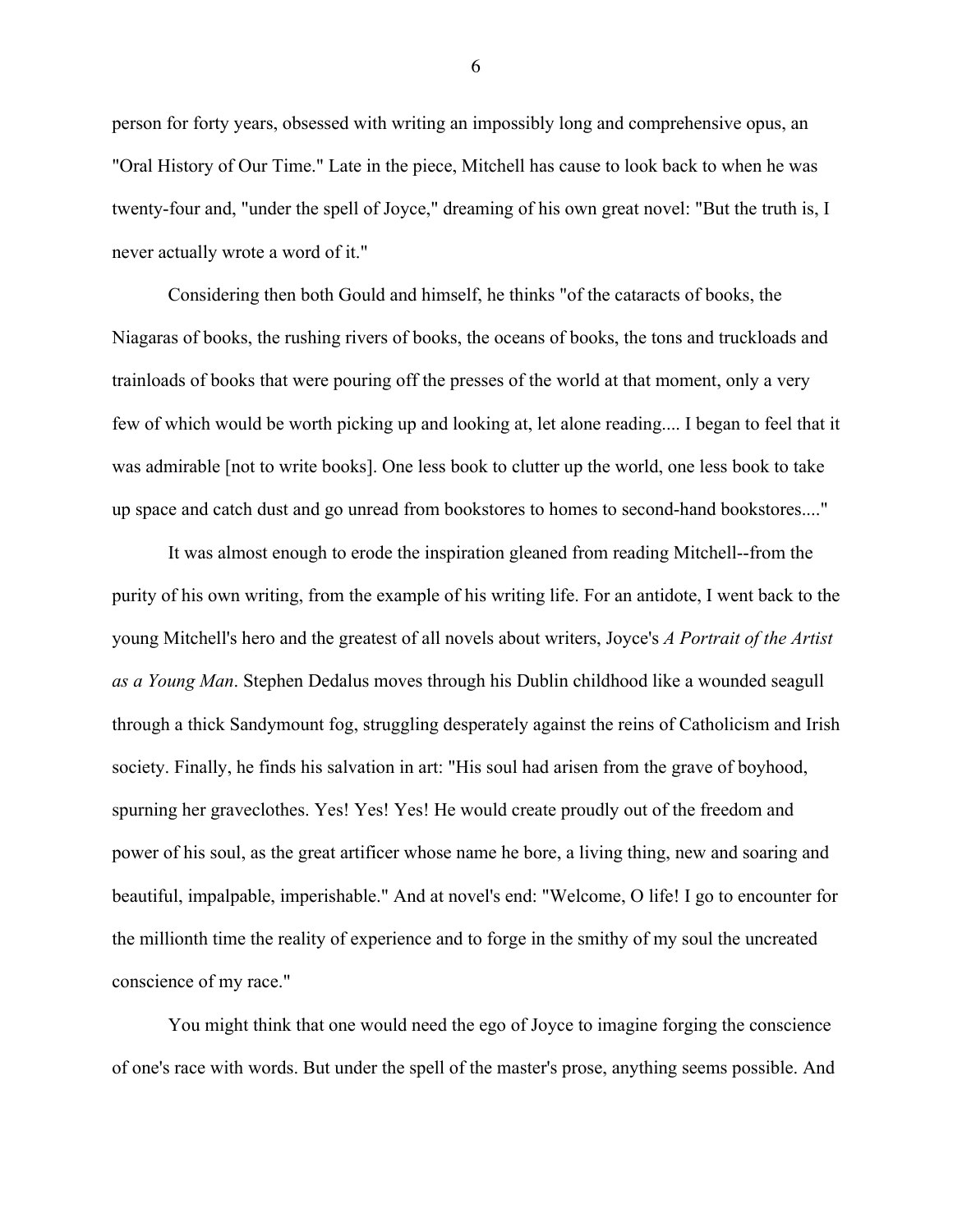person for forty years, obsessed with writing an impossibly long and comprehensive opus, an "Oral History of Our Time." Late in the piece, Mitchell has cause to look back to when he was twenty-four and, "under the spell of Joyce," dreaming of his own great novel: "But the truth is, I never actually wrote a word of it."

Considering then both Gould and himself, he thinks "of the cataracts of books, the Niagaras of books, the rushing rivers of books, the oceans of books, the tons and truckloads and trainloads of books that were pouring off the presses of the world at that moment, only a very few of which would be worth picking up and looking at, let alone reading.... I began to feel that it was admirable [not to write books]. One less book to clutter up the world, one less book to take up space and catch dust and go unread from bookstores to homes to second-hand bookstores...."

It was almost enough to erode the inspiration gleaned from reading Mitchell--from the purity of his own writing, from the example of his writing life. For an antidote, I went back to the young Mitchell's hero and the greatest of all novels about writers, Joyce's *A Portrait of the Artist as a Young Man*. Stephen Dedalus moves through his Dublin childhood like a wounded seagull through a thick Sandymount fog, struggling desperately against the reins of Catholicism and Irish society. Finally, he finds his salvation in art: "His soul had arisen from the grave of boyhood, spurning her graveclothes. Yes! Yes! Yes! He would create proudly out of the freedom and power of his soul, as the great artificer whose name he bore, a living thing, new and soaring and beautiful, impalpable, imperishable." And at novel's end: "Welcome, O life! I go to encounter for the millionth time the reality of experience and to forge in the smithy of my soul the uncreated conscience of my race."

You might think that one would need the ego of Joyce to imagine forging the conscience of one's race with words. But under the spell of the master's prose, anything seems possible. And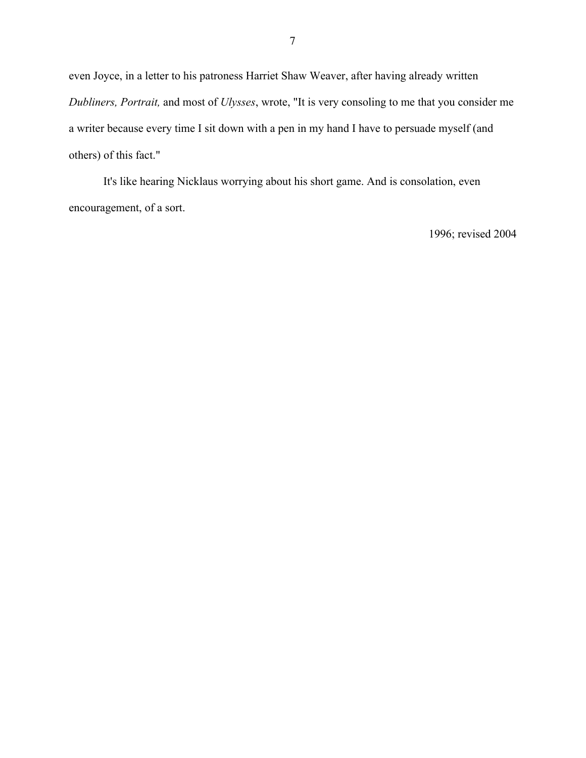even Joyce, in a letter to his patroness Harriet Shaw Weaver, after having already written *Dubliners, Portrait,* and most of *Ulysses*, wrote, "It is very consoling to me that you consider me a writer because every time I sit down with a pen in my hand I have to persuade myself (and others) of this fact."

It's like hearing Nicklaus worrying about his short game. And is consolation, even encouragement, of a sort.

1996; revised 2004